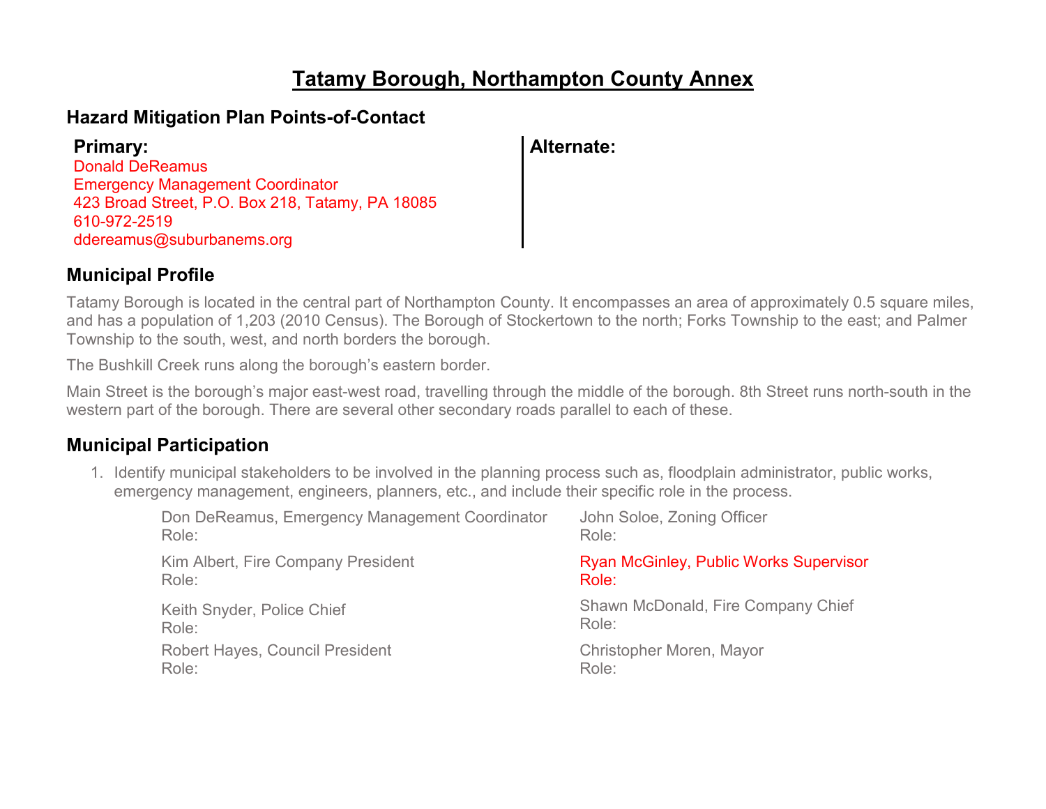# Tatamy Borough, Northampton County Annex

## Hazard Mitigation Plan Points-of-Contact

**Primary:**
Donald DeReamus
Emergency Management Coordinator
423 Broad Street, P.O. Box 218, Tatamy, PA 18085
610-972-2519
ddereamus@suburbanems.org

**Alternate:**

## Municipal Profile

Tatamy Borough is located in the central part of Northampton County. It encompasses an area of approximately 0.5 square miles, and has a population of 1,203 (2010 Census). The Borough of Stockertown to the north; Forks Township to the east; and Palmer Township to the south, west, and north borders the borough.

The Bushkill Creek runs along the borough's eastern border.

Main Street is the borough's major east-west road, travelling through the middle of the borough. 8th Street runs north-south in the western part of the borough. There are several other secondary roads parallel to each of these.

## Municipal Participation

1. Identify municipal stakeholders to be involved in the planning process such as, floodplain administrator, public works, emergency management, engineers, planners, etc., and include their specific role in the process.

   Don DeReamus, Emergency Management Coordinator
   Role:

   John Soloe, Zoning Officer
   Role:

   Kim Albert, Fire Company President
   Role:

   Ryan McGinley, Public Works Supervisor
   Role:

   Keith Snyder, Police Chief
   Role:

   Shawn McDonald, Fire Company Chief
   Role:

   Robert Hayes, Council President
   Role:

   Christopher Moren, Mayor
   Role: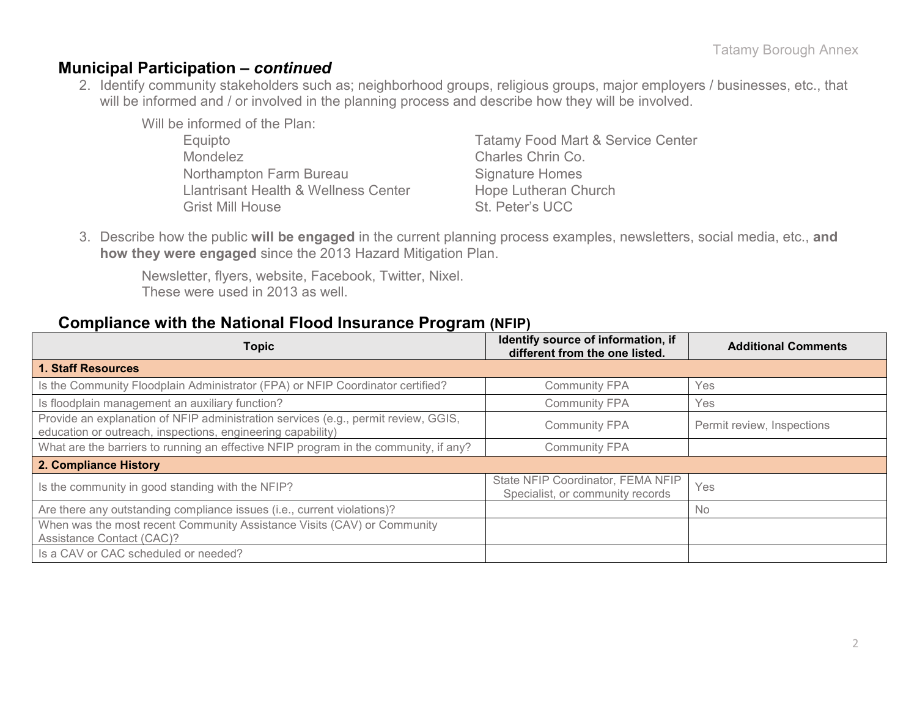## Municipal Participation – *continued*

2. Identify community stakeholders such as; neighborhood groups, religious groups, major employers / businesses, etc., that will be informed and / or involved in the planning process and describe how they will be involved.

   Will be informed of the Plan:

   - Equipto
   - Mondelez
   - Northampton Farm Bureau
   - Llantrisant Health & Wellness Center
   - Grist Mill House
   - Tatamy Food Mart & Service Center
   - Charles Chrin Co.
   - Signature Homes
   - Hope Lutheran Church
   - St. Peter's UCC

3. Describe how the public **will be engaged** in the current planning process examples, newsletters, social media, etc., **and how they were engaged** since the 2013 Hazard Mitigation Plan.

   Newsletter, flyers, website, Facebook, Twitter, Nixel.
   These were used in 2013 as well.

## Compliance with the National Flood Insurance Program (NFIP)

| Topic | Identify source of information, if different from the one listed. | Additional Comments |
|---|---|---|
| **1. Staff Resources** | | |
| Is the Community Floodplain Administrator (FPA) or NFIP Coordinator certified? | Community FPA | Yes |
| Is floodplain management an auxiliary function? | Community FPA | Yes |
| Provide an explanation of NFIP administration services (e.g., permit review, GGIS, education or outreach, inspections, engineering capability) | Community FPA | Permit review, Inspections |
| What are the barriers to running an effective NFIP program in the community, if any? | Community FPA | |
| **2. Compliance History** | | |
| Is the community in good standing with the NFIP? | State NFIP Coordinator, FEMA NFIP Specialist, or community records | Yes |
| Are there any outstanding compliance issues (i.e., current violations)? | | No |
| When was the most recent Community Assistance Visits (CAV) or Community Assistance Contact (CAC)? | | |
| Is a CAV or CAC scheduled or needed? | | |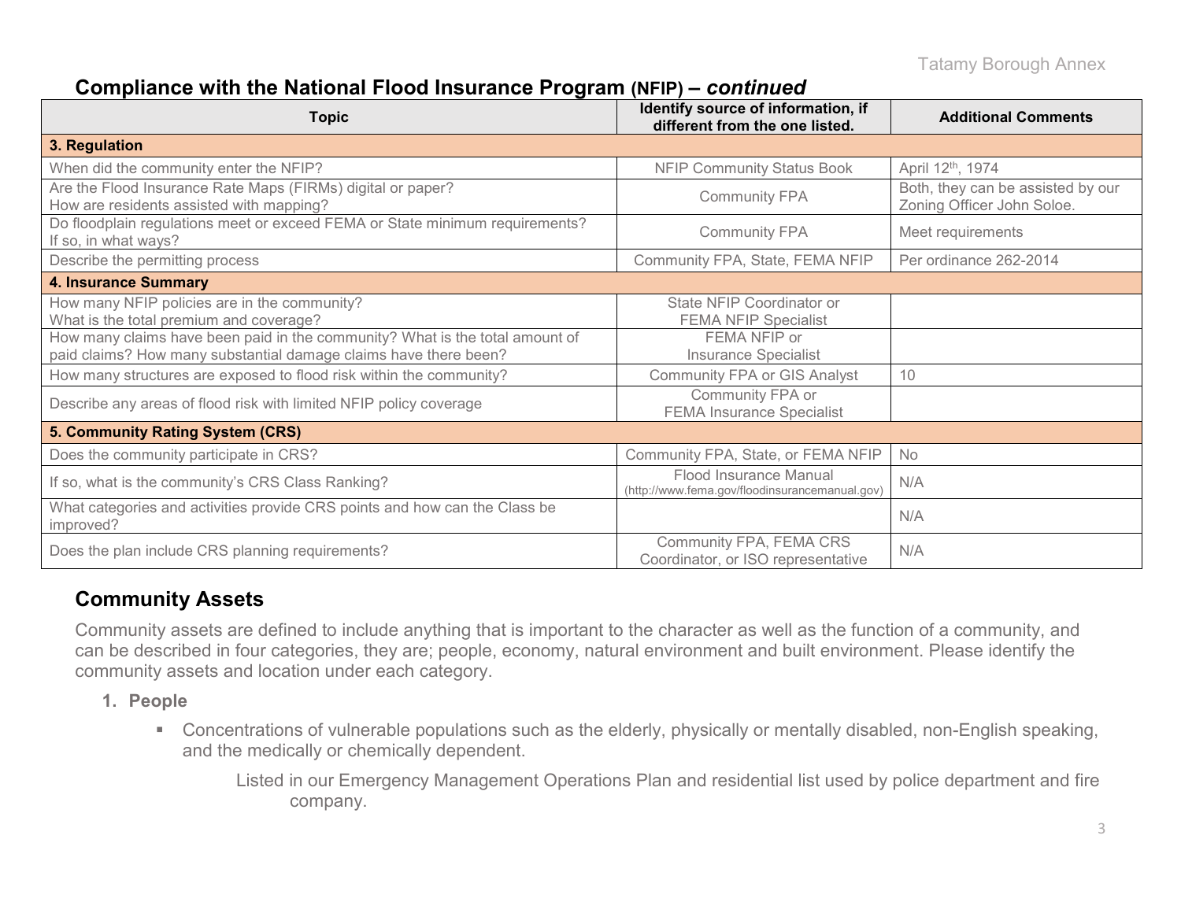## Compliance with the National Flood Insurance Program (NFIP) – *continued*

| Topic | Identify source of information, if different from the one listed. | Additional Comments |
|---|---|---|
| **3. Regulation** | | |
| When did the community enter the NFIP? | NFIP Community Status Book | April 12th, 1974 |
| Are the Flood Insurance Rate Maps (FIRMs) digital or paper? How are residents assisted with mapping? | Community FPA | Both, they can be assisted by our Zoning Officer John Soloe. |
| Do floodplain regulations meet or exceed FEMA or State minimum requirements? If so, in what ways? | Community FPA | Meet requirements |
| Describe the permitting process | Community FPA, State, FEMA NFIP | Per ordinance 262-2014 |
| **4. Insurance Summary** | | |
| How many NFIP policies are in the community? What is the total premium and coverage? | State NFIP Coordinator or FEMA NFIP Specialist | |
| How many claims have been paid in the community? What is the total amount of paid claims? How many substantial damage claims have there been? | FEMA NFIP or Insurance Specialist | |
| How many structures are exposed to flood risk within the community? | Community FPA or GIS Analyst | 10 |
| Describe any areas of flood risk with limited NFIP policy coverage | Community FPA or FEMA Insurance Specialist | |
| **5. Community Rating System (CRS)** | | |
| Does the community participate in CRS? | Community FPA, State, or FEMA NFIP | No |
| If so, what is the community's CRS Class Ranking? | Flood Insurance Manual (http://www.fema.gov/floodinsurancemanual.gov) | N/A |
| What categories and activities provide CRS points and how can the Class be improved? | | N/A |
| Does the plan include CRS planning requirements? | Community FPA, FEMA CRS Coordinator, or ISO representative | N/A |

## Community Assets

Community assets are defined to include anything that is important to the character as well as the function of a community, and can be described in four categories, they are; people, economy, natural environment and built environment. Please identify the community assets and location under each category.

1. **People**
   - Concentrations of vulnerable populations such as the elderly, physically or mentally disabled, non-English speaking, and the medically or chemically dependent.

     Listed in our Emergency Management Operations Plan and residential list used by police department and fire company.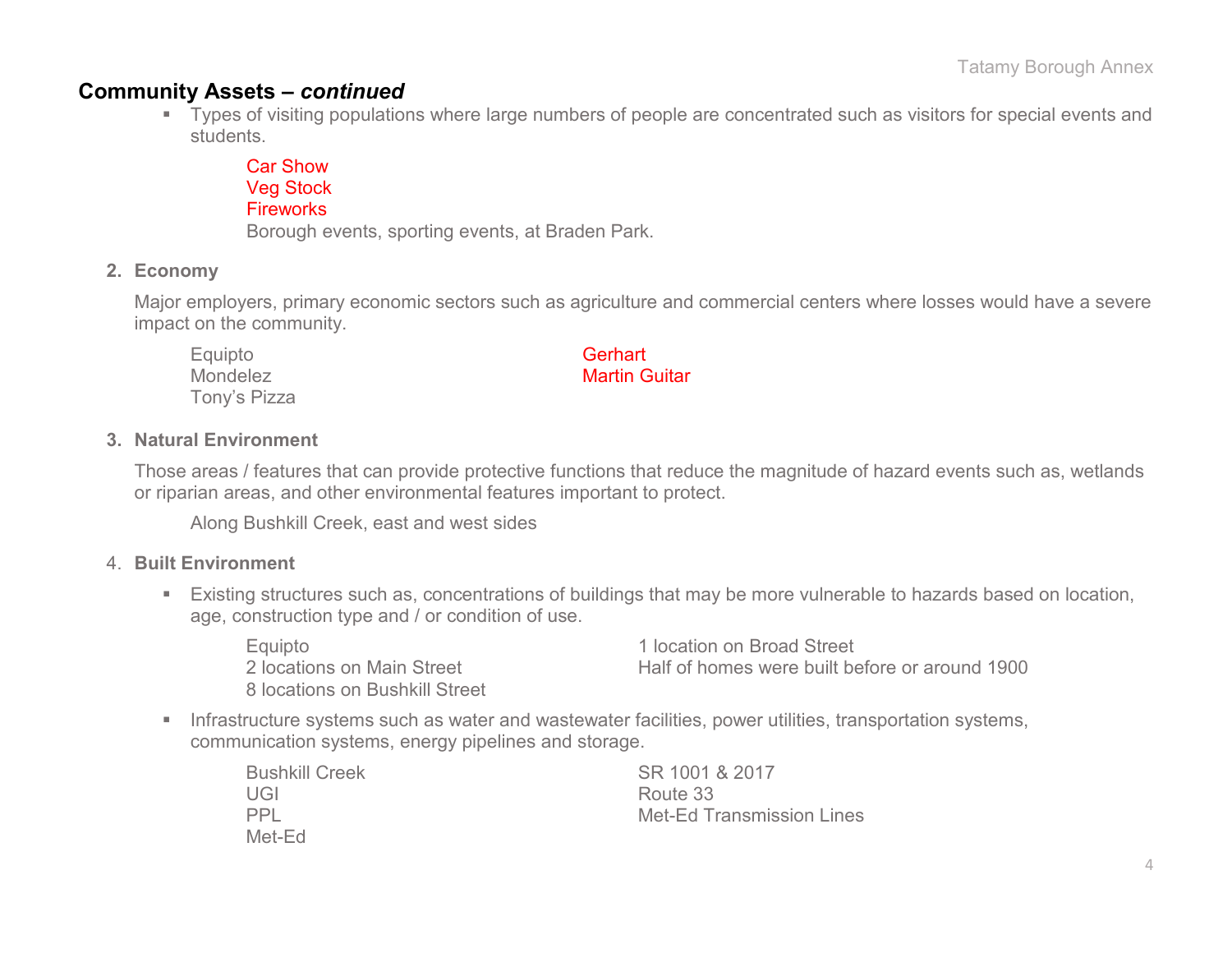## Community Assets – *continued*

- Types of visiting populations where large numbers of people are concentrated such as visitors for special events and students.

  Car Show
  Veg Stock
  Fireworks
  Borough events, sporting events, at Braden Park.

2. **Economy**

   Major employers, primary economic sectors such as agriculture and commercial centers where losses would have a severe impact on the community.

   Equipto
   Mondelez
   Tony's Pizza
   Gerhart
   Martin Guitar

3. **Natural Environment**

   Those areas / features that can provide protective functions that reduce the magnitude of hazard events such as, wetlands or riparian areas, and other environmental features important to protect.

   Along Bushkill Creek, east and west sides

4. **Built Environment**

   - Existing structures such as, concentrations of buildings that may be more vulnerable to hazards based on location, age, construction type and / or condition of use.

     Equipto
     2 locations on Main Street
     8 locations on Bushkill Street
     1 location on Broad Street
     Half of homes were built before or around 1900

   - Infrastructure systems such as water and wastewater facilities, power utilities, transportation systems, communication systems, energy pipelines and storage.

     Bushkill Creek
     UGI
     PPL
     Met-Ed
     SR 1001 & 2017
     Route 33
     Met-Ed Transmission Lines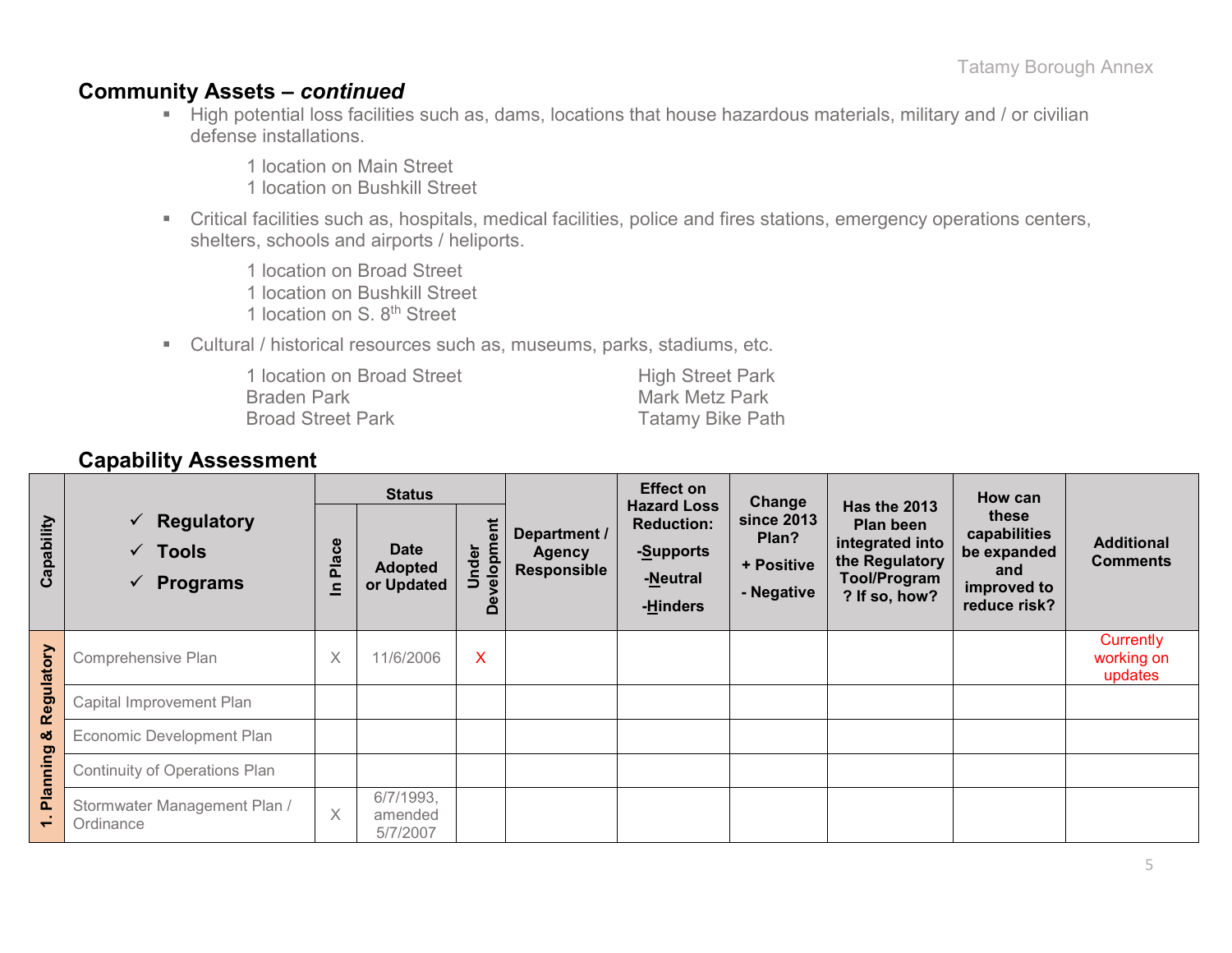## Community Assets – *continued*

- High potential loss facilities such as, dams, locations that house hazardous materials, military and / or civilian defense installations.

  1 location on Main Street
  1 location on Bushkill Street

- Critical facilities such as, hospitals, medical facilities, police and fires stations, emergency operations centers, shelters, schools and airports / heliports.

  1 location on Broad Street
  1 location on Bushkill Street
  1 location on S. 8th Street

- Cultural / historical resources such as, museums, parks, stadiums, etc.

  1 location on Broad Street
  Braden Park
  Broad Street Park
  High Street Park
  Mark Metz Park
  Tatamy Bike Path

## Capability Assessment

| Capability | ✓ Regulatory ✓ Tools ✓ Programs | Status | | | Department / Agency Responsible | Effect on Hazard Loss Reduction: -Supports -Neutral -Hinders | Change since 2013 Plan? + Positive - Negative | Has the 2013 Plan been integrated into the Regulatory Tool/Program? If so, how? | How can these capabilities be expanded and improved to reduce risk? | Additional Comments |
|---|---|---|---|---|---|---|---|---|---|---|
| | | In Place | Date Adopted or Updated | Under Development | | | | | | |
| 1. Planning & Regulatory | Comprehensive Plan | X | 11/6/2006 | X | | | | | | Currently working on updates |
| | Capital Improvement Plan | | | | | | | | | |
| | Economic Development Plan | | | | | | | | | |
| | Continuity of Operations Plan | | | | | | | | | |
| | Stormwater Management Plan / Ordinance | X | 6/7/1993, amended 5/7/2007 | | | | | | | |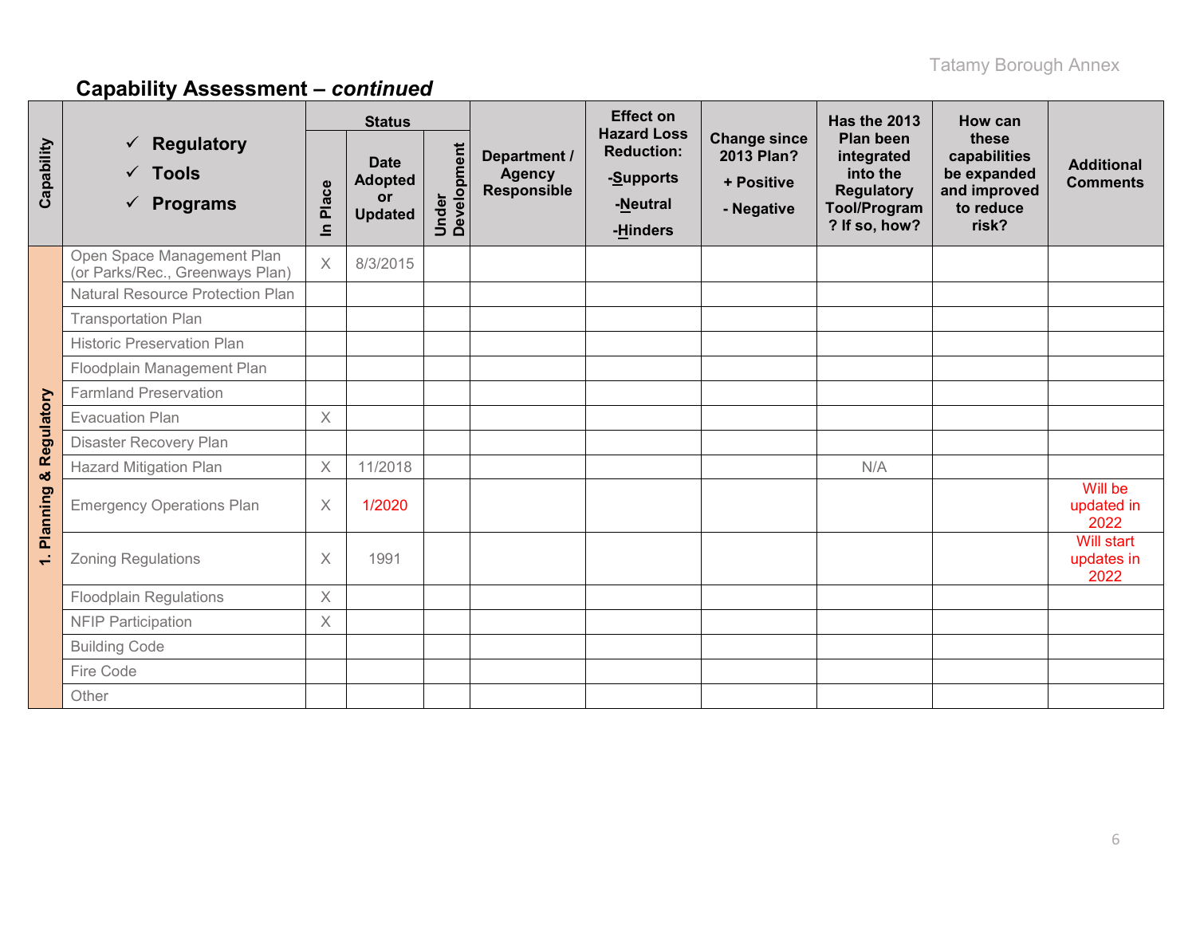## Capability Assessment – *continued*

| Capability | ✓ Regulatory ✓ Tools ✓ Programs | Status | | | Department / Agency Responsible | Effect on Hazard Loss Reduction: -Supports -Neutral -Hinders | Change since 2013 Plan? + Positive - Negative | Has the 2013 Plan been integrated into the Regulatory Tool/Program? If so, how? | How can these capabilities be expanded and improved to reduce risk? | Additional Comments |
|---|---|---|---|---|---|---|---|---|---|---|
| | | In Place | Date Adopted or Updated | Under Development | | | | | | |
| 1. Planning & Regulatory | Open Space Management Plan (or Parks/Rec., Greenways Plan) | X | 8/3/2015 | | | | | | | |
| | Natural Resource Protection Plan | | | | | | | | | |
| | Transportation Plan | | | | | | | | | |
| | Historic Preservation Plan | | | | | | | | | |
| | Floodplain Management Plan | | | | | | | | | |
| | Farmland Preservation | | | | | | | | | |
| | Evacuation Plan | X | | | | | | | | |
| | Disaster Recovery Plan | | | | | | | | | |
| | Hazard Mitigation Plan | X | 11/2018 | | | | | N/A | | |
| | Emergency Operations Plan | X | 1/2020 | | | | | | | Will be updated in 2022 |
| | Zoning Regulations | X | 1991 | | | | | | | Will start updates in 2022 |
| | Floodplain Regulations | X | | | | | | | | |
| | NFIP Participation | X | | | | | | | | |
| | Building Code | | | | | | | | | |
| | Fire Code | | | | | | | | | |
| | Other | | | | | | | | | |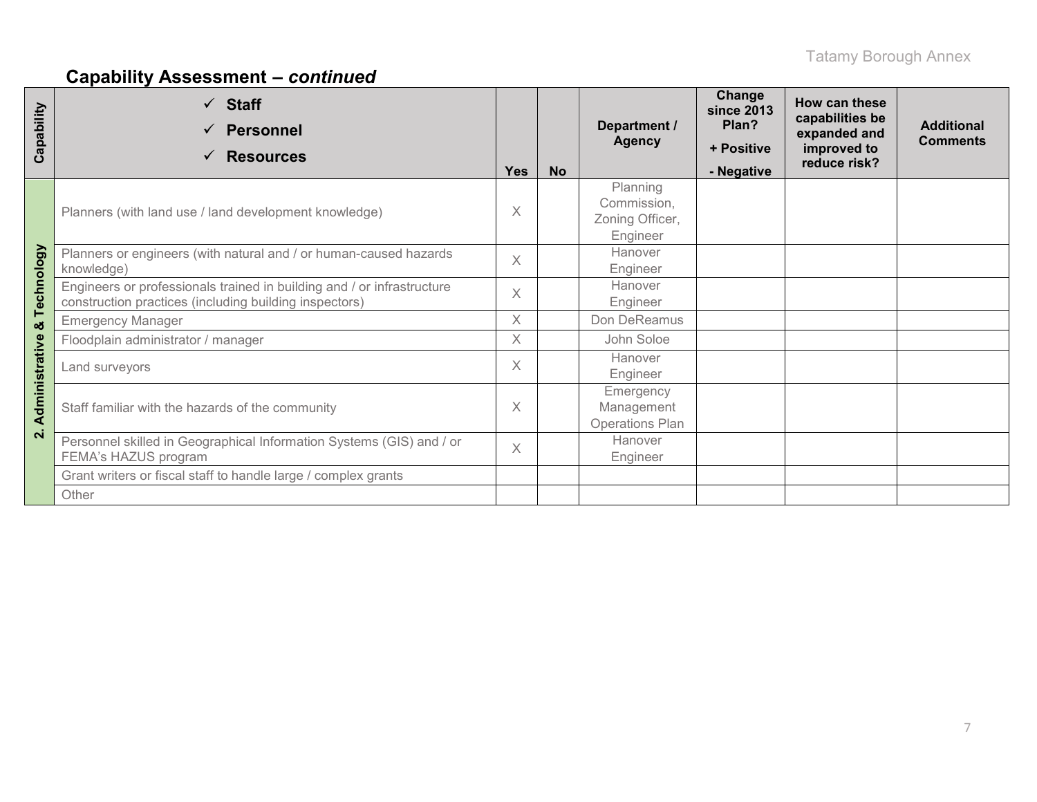## Capability Assessment – *continued*

| Capability | ✓ Staff ✓ Personnel ✓ Resources | Yes | No | Department / Agency | Change since 2013 Plan? + Positive - Negative | How can these capabilities be expanded and improved to reduce risk? | Additional Comments |
|---|---|---|---|---|---|---|---|
| 2. Administrative & Technology | Planners (with land use / land development knowledge) | X | | Planning Commission, Zoning Officer, Engineer | | | |
| | Planners or engineers (with natural and / or human-caused hazards knowledge) | X | | Hanover Engineer | | | |
| | Engineers or professionals trained in building and / or infrastructure construction practices (including building inspectors) | X | | Hanover Engineer | | | |
| | Emergency Manager | X | | Don DeReamus | | | |
| | Floodplain administrator / manager | X | | John Soloe | | | |
| | Land surveyors | X | | Hanover Engineer | | | |
| | Staff familiar with the hazards of the community | X | | Emergency Management Operations Plan | | | |
| | Personnel skilled in Geographical Information Systems (GIS) and / or FEMA's HAZUS program | X | | Hanover Engineer | | | |
| | Grant writers or fiscal staff to handle large / complex grants | | | | | | |
| | Other | | | | | | |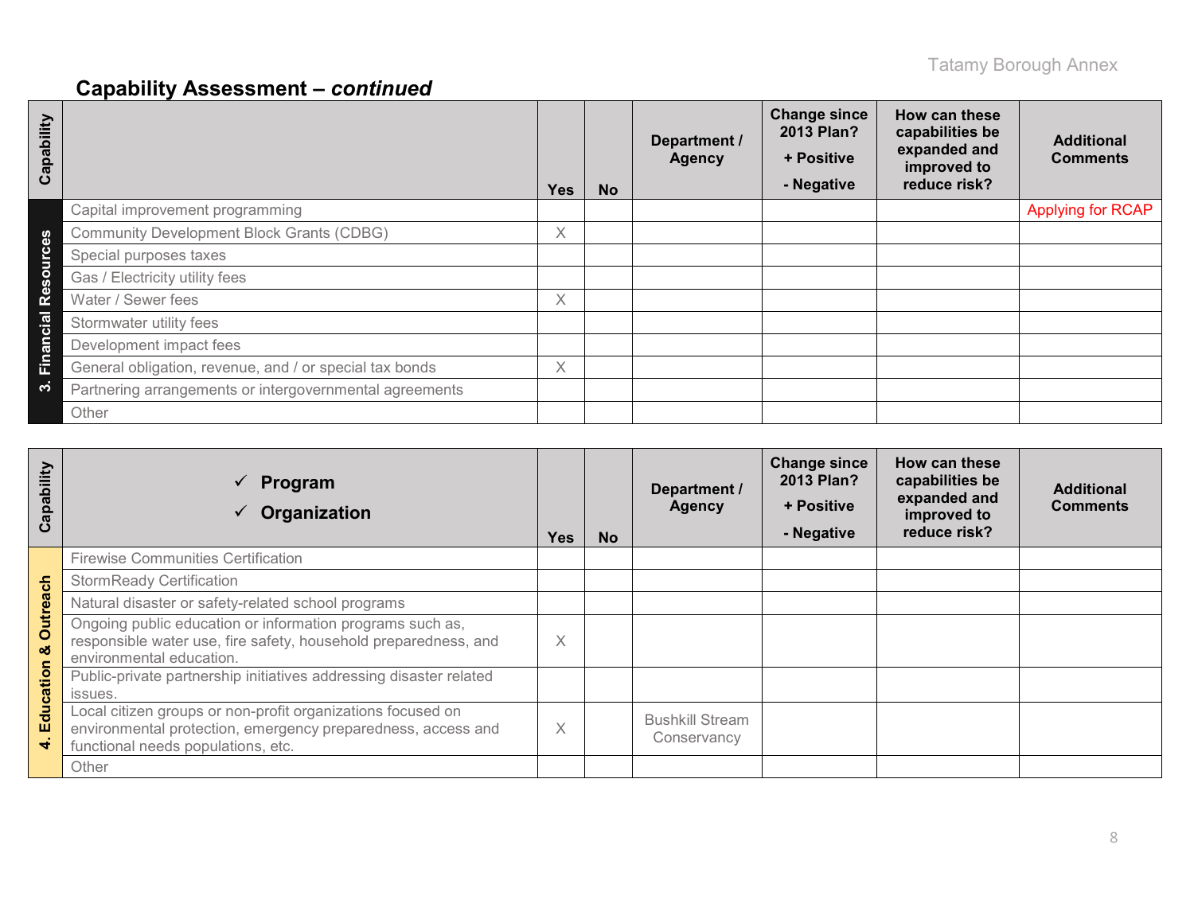## Capability Assessment – *continued*

| Capability | | Yes | No | Department / Agency | Change since 2013 Plan? + Positive - Negative | How can these capabilities be expanded and improved to reduce risk? | Additional Comments |
|---|---|---|---|---|---|---|---|
| 3. Financial Resources | Capital improvement programming | | | | | | Applying for RCAP |
| | Community Development Block Grants (CDBG) | X | | | | | |
| | Special purposes taxes | | | | | | |
| | Gas / Electricity utility fees | | | | | | |
| | Water / Sewer fees | X | | | | | |
| | Stormwater utility fees | | | | | | |
| | Development impact fees | | | | | | |
| | General obligation, revenue, and / or special tax bonds | X | | | | | |
| | Partnering arrangements or intergovernmental agreements | | | | | | |
| | Other | | | | | | |

| Capability | ✓ Program ✓ Organization | Yes | No | Department / Agency | Change since 2013 Plan? + Positive - Negative | How can these capabilities be expanded and improved to reduce risk? | Additional Comments |
|---|---|---|---|---|---|---|---|
| 4. Education & Outreach | Firewise Communities Certification | | | | | | |
| | StormReady Certification | | | | | | |
| | Natural disaster or safety-related school programs | | | | | | |
| | Ongoing public education or information programs such as, responsible water use, fire safety, household preparedness, and environmental education. | X | | | | | |
| | Public-private partnership initiatives addressing disaster related issues. | | | | | | |
| | Local citizen groups or non-profit organizations focused on environmental protection, emergency preparedness, access and functional needs populations, etc. | X | | Bushkill Stream Conservancy | | | |
| | Other | | | | | | |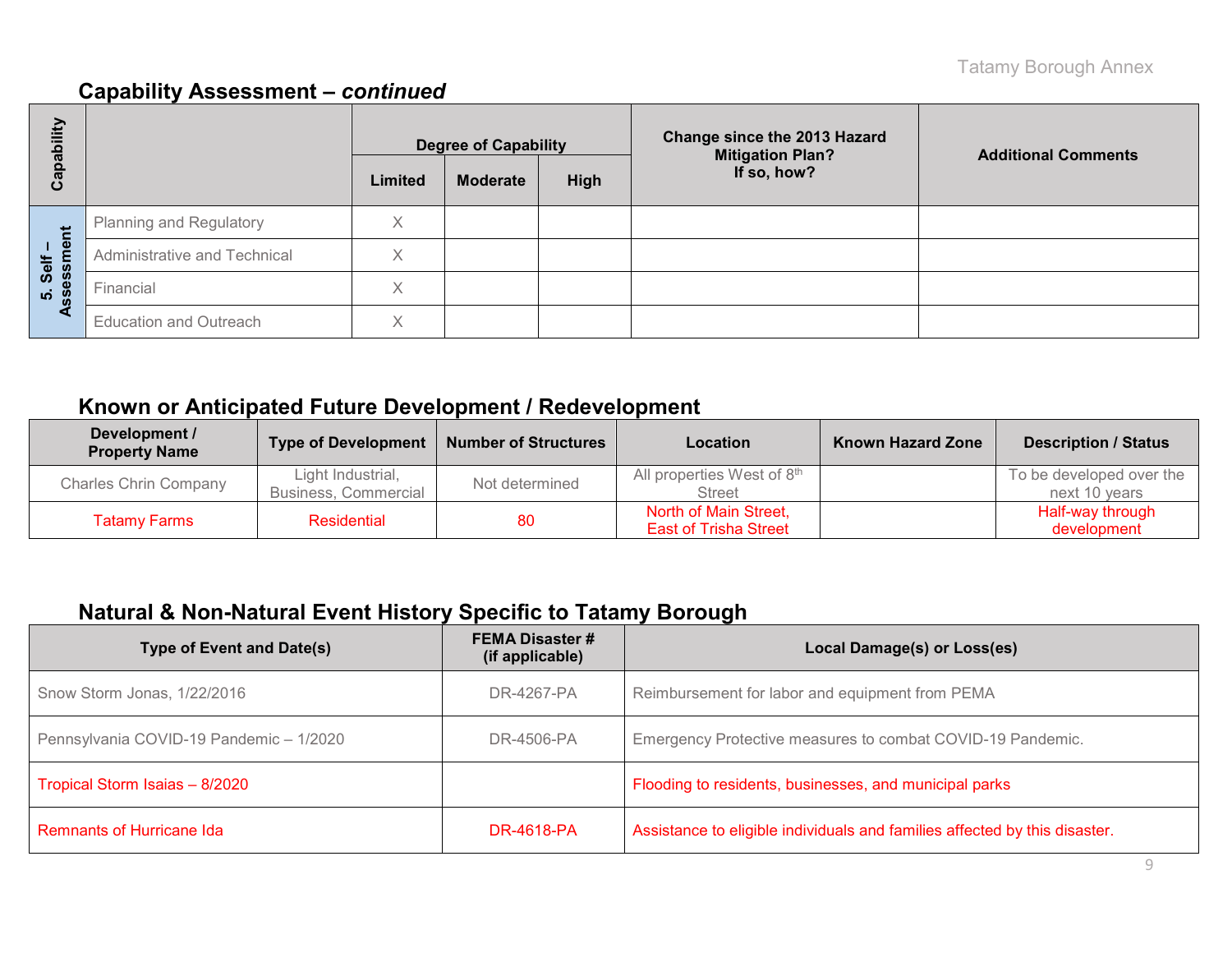## Capability Assessment – *continued*

| Capability | | Degree of Capability | | | Change since the 2013 Hazard Mitigation Plan? If so, how? | Additional Comments |
|---|---|---|---|---|---|---|
| | | Limited | Moderate | High | | |
| 5. Self – Assessment | Planning and Regulatory | X | | | | |
| | Administrative and Technical | X | | | | |
| | Financial | X | | | | |
| | Education and Outreach | X | | | | |

## Known or Anticipated Future Development / Redevelopment

| Development / Property Name | Type of Development | Number of Structures | Location | Known Hazard Zone | Description / Status |
|---|---|---|---|---|---|
| Charles Chrin Company | Light Industrial, Business, Commercial | Not determined | All properties West of 8th Street | | To be developed over the next 10 years |
| Tatamy Farms | Residential | 80 | North of Main Street, East of Trisha Street | | Half-way through development |

## Natural & Non-Natural Event History Specific to Tatamy Borough

| Type of Event and Date(s) | FEMA Disaster # (if applicable) | Local Damage(s) or Loss(es) |
|---|---|---|
| Snow Storm Jonas, 1/22/2016 | DR-4267-PA | Reimbursement for labor and equipment from PEMA |
| Pennsylvania COVID-19 Pandemic – 1/2020 | DR-4506-PA | Emergency Protective measures to combat COVID-19 Pandemic. |
| Tropical Storm Isaias – 8/2020 | | Flooding to residents, businesses, and municipal parks |
| Remnants of Hurricane Ida | DR-4618-PA | Assistance to eligible individuals and families affected by this disaster. |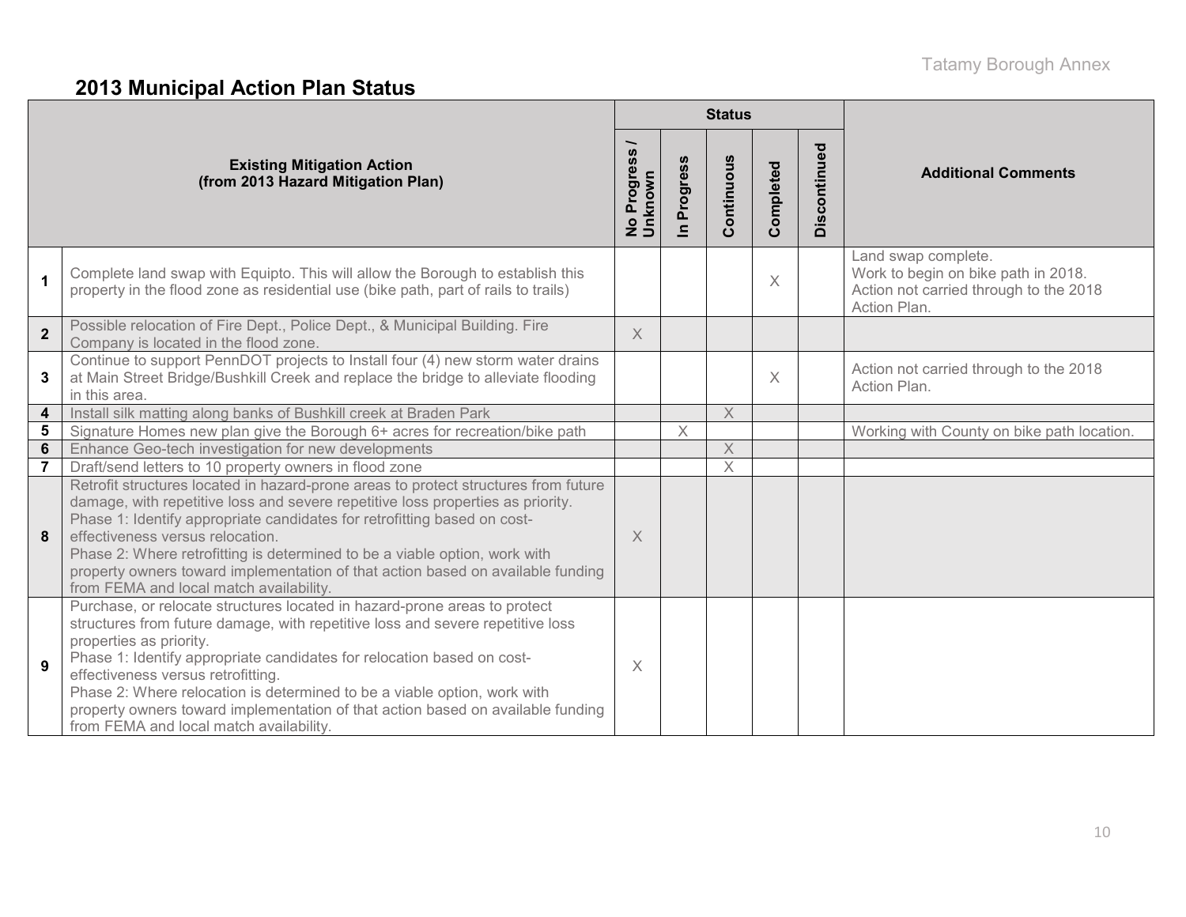## 2013 Municipal Action Plan Status

| # | Existing Mitigation Action (from 2013 Hazard Mitigation Plan) | Status | | | | | Additional Comments |
|---|---|---|---|---|---|---|---|
| | | No Progress / Unknown | In Progress | Continuous | Completed | Discontinued | |
| 1 | Complete land swap with Equipto. This will allow the Borough to establish this property in the flood zone as residential use (bike path, part of rails to trails) | | | | X | | Land swap complete. Work to begin on bike path in 2018. Action not carried through to the 2018 Action Plan. |
| 2 | Possible relocation of Fire Dept., Police Dept., & Municipal Building. Fire Company is located in the flood zone. | X | | | | | |
| 3 | Continue to support PennDOT projects to Install four (4) new storm water drains at Main Street Bridge/Bushkill Creek and replace the bridge to alleviate flooding in this area. | | | | X | | Action not carried through to the 2018 Action Plan. |
| 4 | Install silk matting along banks of Bushkill creek at Braden Park | | | X | | | |
| 5 | Signature Homes new plan give the Borough 6+ acres for recreation/bike path | | X | | | | Working with County on bike path location. |
| 6 | Enhance Geo-tech investigation for new developments | | | X | | | |
| 7 | Draft/send letters to 10 property owners in flood zone | | | X | | | |
| 8 | Retrofit structures located in hazard-prone areas to protect structures from future damage, with repetitive loss and severe repetitive loss properties as priority. Phase 1: Identify appropriate candidates for retrofitting based on cost-effectiveness versus relocation. Phase 2: Where retrofitting is determined to be a viable option, work with property owners toward implementation of that action based on available funding from FEMA and local match availability. | X | | | | | |
| 9 | Purchase, or relocate structures located in hazard-prone areas to protect structures from future damage, with repetitive loss and severe repetitive loss properties as priority. Phase 1: Identify appropriate candidates for relocation based on cost-effectiveness versus retrofitting. Phase 2: Where relocation is determined to be a viable option, work with property owners toward implementation of that action based on available funding from FEMA and local match availability. | X | | | | | |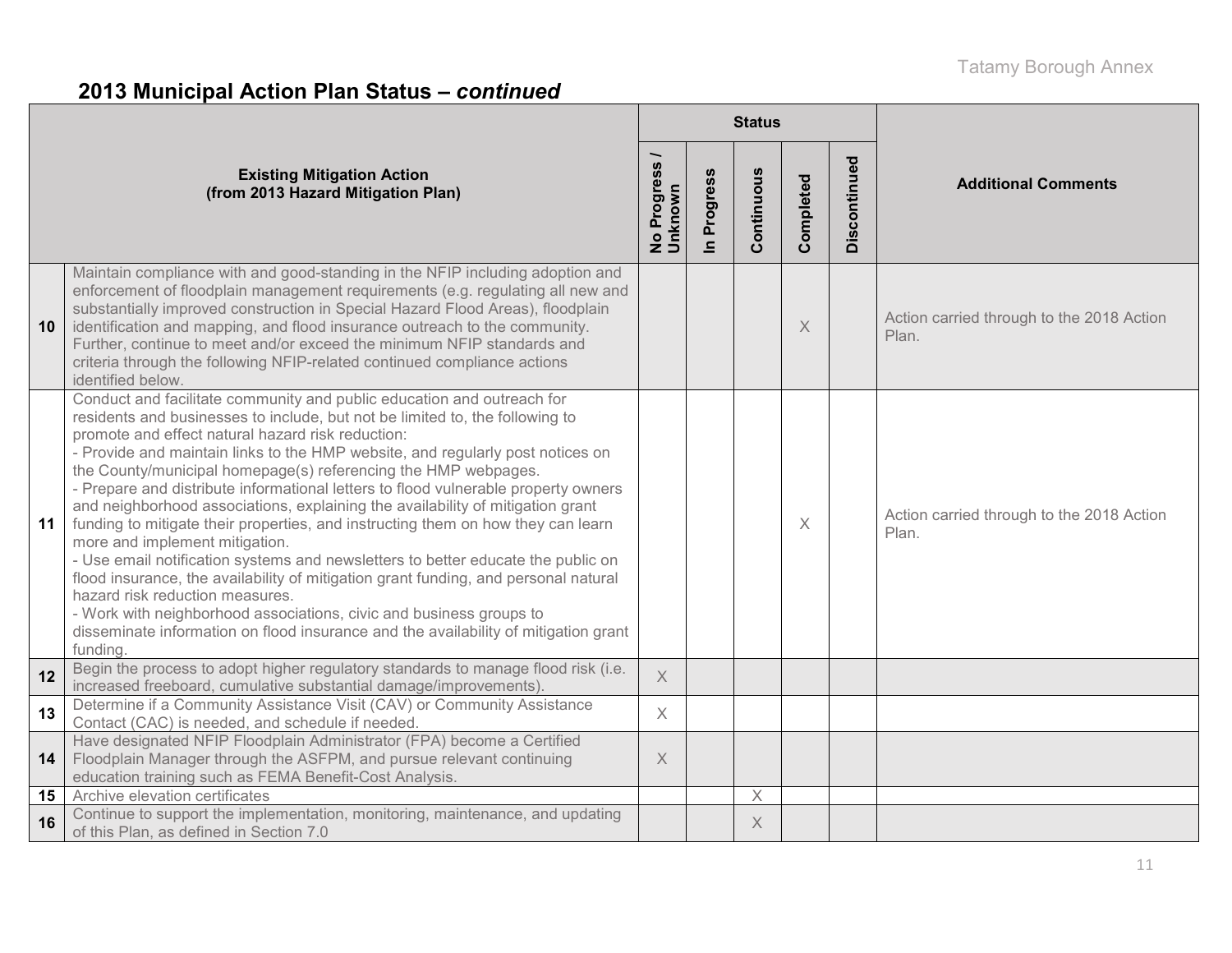## 2013 Municipal Action Plan Status – *continued*

| | Existing Mitigation Action (from 2013 Hazard Mitigation Plan) | Status | | | | | Additional Comments |
|---|---|---|---|---|---|---|---|
| | | No Progress / Unknown | In Progress | Continuous | Completed | Discontinued | |
| 10 | Maintain compliance with and good-standing in the NFIP including adoption and enforcement of floodplain management requirements (e.g. regulating all new and substantially improved construction in Special Hazard Flood Areas), floodplain identification and mapping, and flood insurance outreach to the community. Further, continue to meet and/or exceed the minimum NFIP standards and criteria through the following NFIP-related continued compliance actions identified below. | | | | X | | Action carried through to the 2018 Action Plan. |
| 11 | Conduct and facilitate community and public education and outreach for residents and businesses to include, but not be limited to, the following to promote and effect natural hazard risk reduction:<br>- Provide and maintain links to the HMP website, and regularly post notices on the County/municipal homepage(s) referencing the HMP webpages.<br>- Prepare and distribute informational letters to flood vulnerable property owners and neighborhood associations, explaining the availability of mitigation grant funding to mitigate their properties, and instructing them on how they can learn more and implement mitigation.<br>- Use email notification systems and newsletters to better educate the public on flood insurance, the availability of mitigation grant funding, and personal natural hazard risk reduction measures.<br>- Work with neighborhood associations, civic and business groups to disseminate information on flood insurance and the availability of mitigation grant funding. | | | | X | | Action carried through to the 2018 Action Plan. |
| 12 | Begin the process to adopt higher regulatory standards to manage flood risk (i.e. increased freeboard, cumulative substantial damage/improvements). | X | | | | | |
| 13 | Determine if a Community Assistance Visit (CAV) or Community Assistance Contact (CAC) is needed, and schedule if needed. | X | | | | | |
| 14 | Have designated NFIP Floodplain Administrator (FPA) become a Certified Floodplain Manager through the ASFPM, and pursue relevant continuing education training such as FEMA Benefit-Cost Analysis. | X | | | | | |
| 15 | Archive elevation certificates | | | X | | | |
| 16 | Continue to support the implementation, monitoring, maintenance, and updating of this Plan, as defined in Section 7.0 | | | X | | | |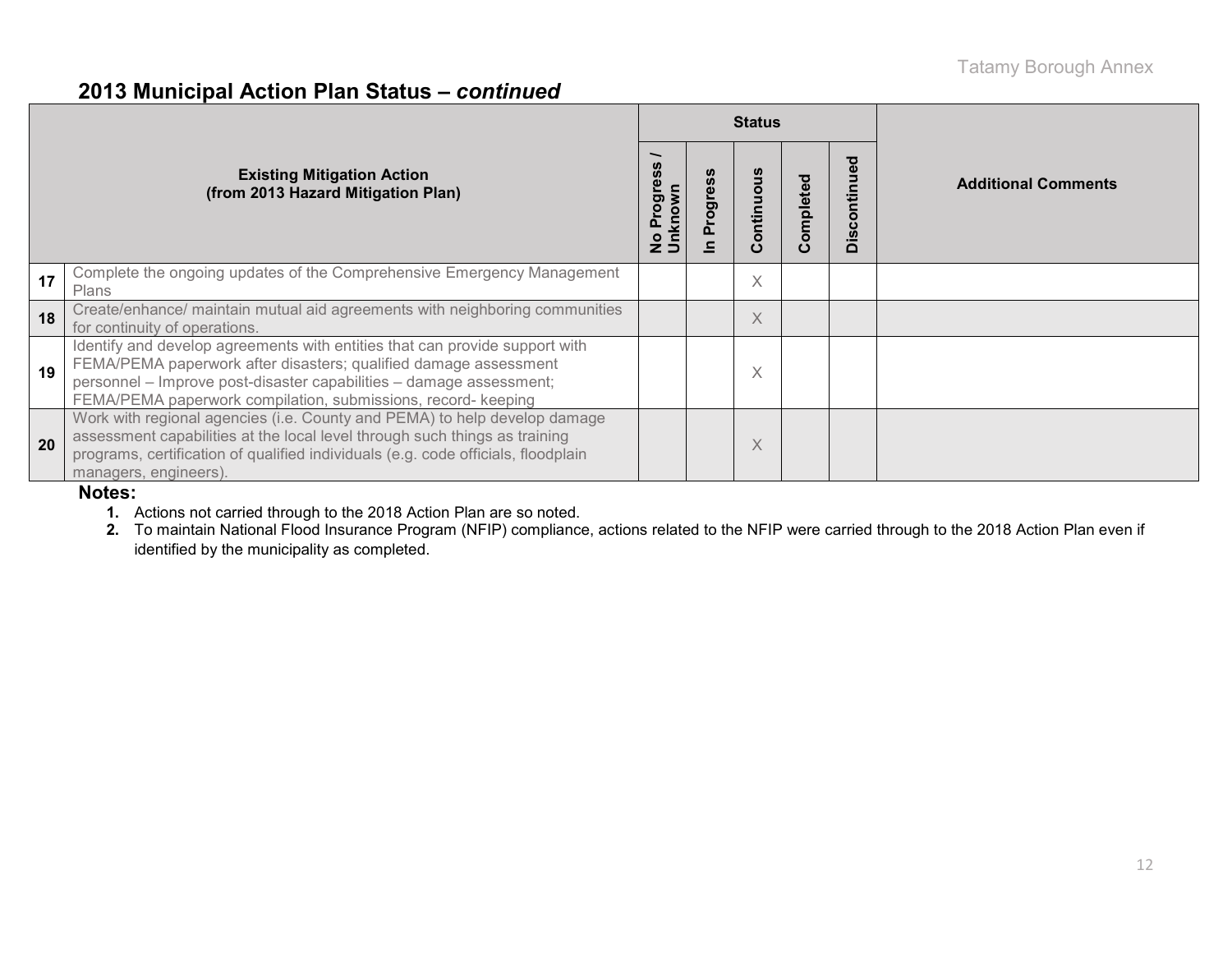## 2013 Municipal Action Plan Status – *continued*

| | Existing Mitigation Action (from 2013 Hazard Mitigation Plan) | Status | | | | | Additional Comments |
|---|---|---|---|---|---|---|---|
| | | No Progress / Unknown | In Progress | Continuous | Completed | Discontinued | |
| 17 | Complete the ongoing updates of the Comprehensive Emergency Management Plans | | | X | | | |
| 18 | Create/enhance/ maintain mutual aid agreements with neighboring communities for continuity of operations. | | | X | | | |
| 19 | Identify and develop agreements with entities that can provide support with FEMA/PEMA paperwork after disasters; qualified damage assessment personnel – Improve post-disaster capabilities – damage assessment; FEMA/PEMA paperwork compilation, submissions, record- keeping | | | X | | | |
| 20 | Work with regional agencies (i.e. County and PEMA) to help develop damage assessment capabilities at the local level through such things as training programs, certification of qualified individuals (e.g. code officials, floodplain managers, engineers). | | | X | | | |

**Notes:**

1. Actions not carried through to the 2018 Action Plan are so noted.
2. To maintain National Flood Insurance Program (NFIP) compliance, actions related to the NFIP were carried through to the 2018 Action Plan even if identified by the municipality as completed.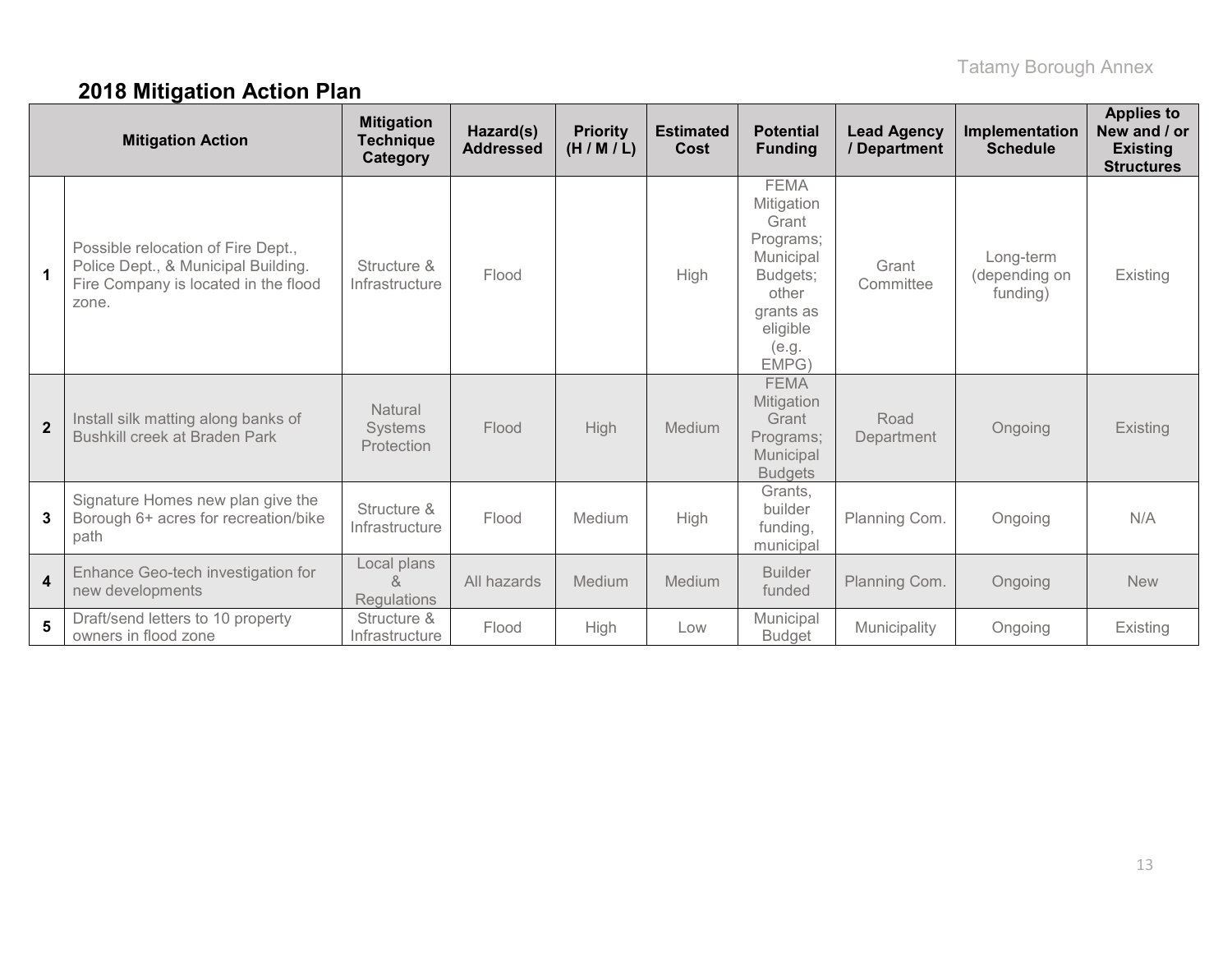## 2018 Mitigation Action Plan

| | Mitigation Action | Mitigation Technique Category | Hazard(s) Addressed | Priority (H / M / L) | Estimated Cost | Potential Funding | Lead Agency / Department | Implementation Schedule | Applies to New and / or Existing Structures |
|---|---|---|---|---|---|---|---|---|---|
| 1 | Possible relocation of Fire Dept., Police Dept., & Municipal Building. Fire Company is located in the flood zone. | Structure & Infrastructure | Flood | | High | FEMA Mitigation Grant Programs; Municipal Budgets; other grants as eligible (e.g. EMPG) | Grant Committee | Long-term (depending on funding) | Existing |
| 2 | Install silk matting along banks of Bushkill creek at Braden Park | Natural Systems Protection | Flood | High | Medium | FEMA Mitigation Grant Programs; Municipal Budgets | Road Department | Ongoing | Existing |
| 3 | Signature Homes new plan give the Borough 6+ acres for recreation/bike path | Structure & Infrastructure | Flood | Medium | High | Grants, builder funding, municipal | Planning Com. | Ongoing | N/A |
| 4 | Enhance Geo-tech investigation for new developments | Local plans & Regulations | All hazards | Medium | Medium | Builder funded | Planning Com. | Ongoing | New |
| 5 | Draft/send letters to 10 property owners in flood zone | Structure & Infrastructure | Flood | High | Low | Municipal Budget | Municipality | Ongoing | Existing |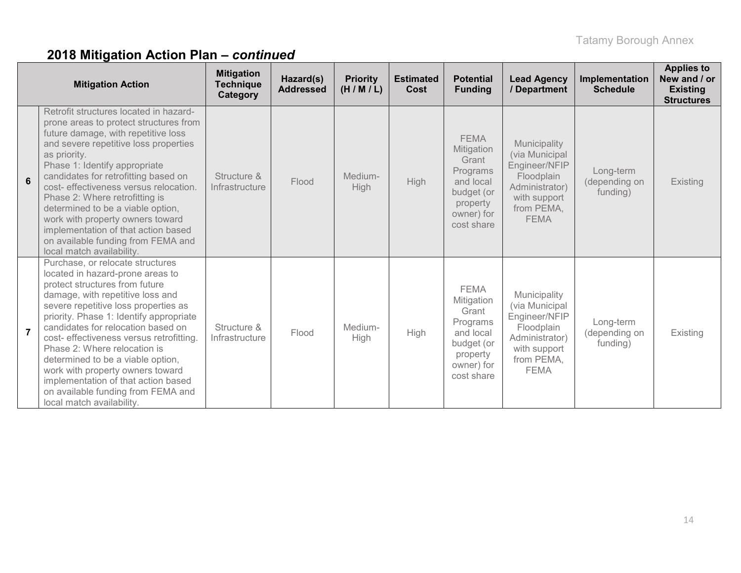## 2018 Mitigation Action Plan – *continued*

| | Mitigation Action | Mitigation Technique Category | Hazard(s) Addressed | Priority (H / M / L) | Estimated Cost | Potential Funding | Lead Agency / Department | Implementation Schedule | Applies to New and / or Existing Structures |
|---|---|---|---|---|---|---|---|---|---|
| **6** | Retrofit structures located in hazard-prone areas to protect structures from future damage, with repetitive loss and severe repetitive loss properties as priority.<br>Phase 1: Identify appropriate candidates for retrofitting based on cost- effectiveness versus relocation.<br>Phase 2: Where retrofitting is determined to be a viable option, work with property owners toward implementation of that action based on available funding from FEMA and local match availability. | Structure & Infrastructure | Flood | Medium-High | High | FEMA Mitigation Grant Programs and local budget (or property owner) for cost share | Municipality (via Municipal Engineer/NFIP Floodplain Administrator) with support from PEMA, FEMA | Long-term (depending on funding) | Existing |
| **7** | Purchase, or relocate structures located in hazard-prone areas to protect structures from future damage, with repetitive loss and severe repetitive loss properties as priority. Phase 1: Identify appropriate candidates for relocation based on cost- effectiveness versus retrofitting.<br>Phase 2: Where relocation is determined to be a viable option, work with property owners toward implementation of that action based on available funding from FEMA and local match availability. | Structure & Infrastructure | Flood | Medium-High | High | FEMA Mitigation Grant Programs and local budget (or property owner) for cost share | Municipality (via Municipal Engineer/NFIP Floodplain Administrator) with support from PEMA, FEMA | Long-term (depending on funding) | Existing |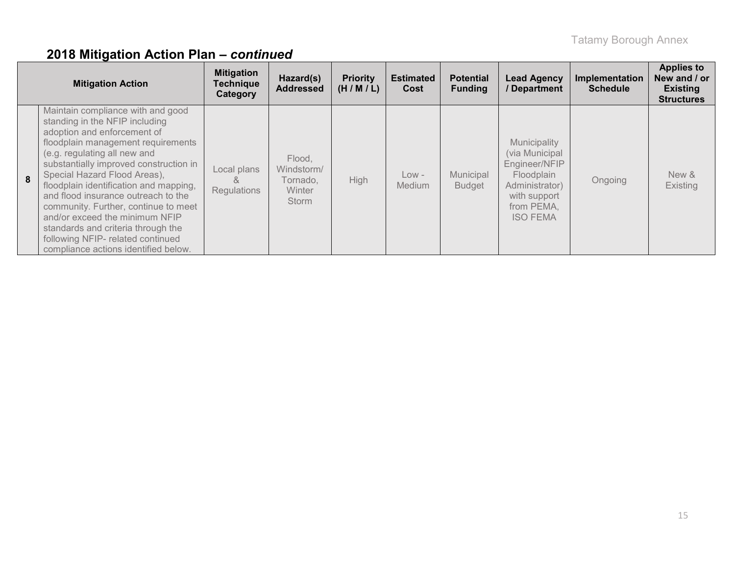## 2018 Mitigation Action Plan – *continued*

| | Mitigation Action | Mitigation Technique Category | Hazard(s) Addressed | Priority (H / M / L) | Estimated Cost | Potential Funding | Lead Agency / Department | Implementation Schedule | Applies to New and / or Existing Structures |
|---|---|---|---|---|---|---|---|---|---|
| **8** | Maintain compliance with and good standing in the NFIP including adoption and enforcement of floodplain management requirements (e.g. regulating all new and substantially improved construction in Special Hazard Flood Areas), floodplain identification and mapping, and flood insurance outreach to the community. Further, continue to meet and/or exceed the minimum NFIP standards and criteria through the following NFIP- related continued compliance actions identified below. | Local plans & Regulations | Flood, Windstorm/ Tornado, Winter Storm | High | Low - Medium | Municipal Budget | Municipality (via Municipal Engineer/NFIP Floodplain Administrator) with support from PEMA, ISO FEMA | Ongoing | New & Existing |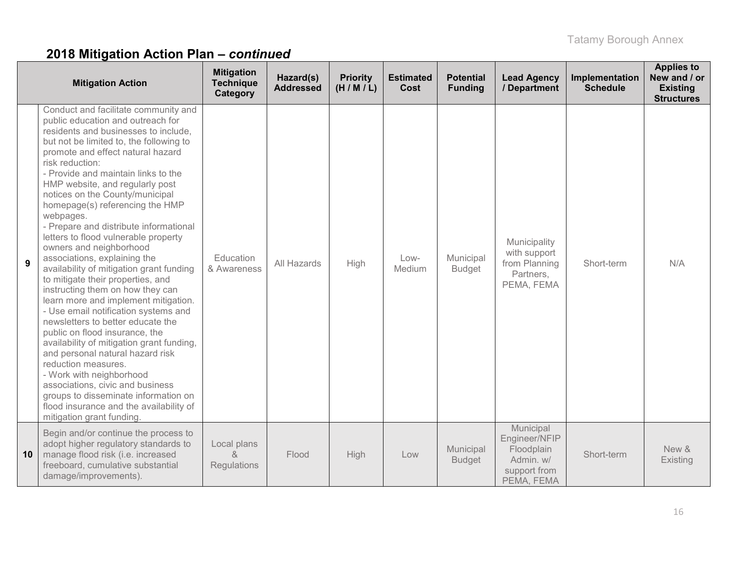## 2018 Mitigation Action Plan – *continued*

| | Mitigation Action | Mitigation Technique Category | Hazard(s) Addressed | Priority (H / M / L) | Estimated Cost | Potential Funding | Lead Agency / Department | Implementation Schedule | Applies to New and / or Existing Structures |
|---|---|---|---|---|---|---|---|---|---|
| 9 | Conduct and facilitate community and public education and outreach for residents and businesses to include, but not be limited to, the following to promote and effect natural hazard risk reduction:<br>- Provide and maintain links to the HMP website, and regularly post notices on the County/municipal homepage(s) referencing the HMP webpages.<br>- Prepare and distribute informational letters to flood vulnerable property owners and neighborhood associations, explaining the availability of mitigation grant funding to mitigate their properties, and instructing them on how they can learn more and implement mitigation.<br>- Use email notification systems and newsletters to better educate the public on flood insurance, the availability of mitigation grant funding, and personal natural hazard risk reduction measures.<br>- Work with neighborhood associations, civic and business groups to disseminate information on flood insurance and the availability of mitigation grant funding. | Education & Awareness | All Hazards | High | Low-Medium | Municipal Budget | Municipality with support from Planning Partners, PEMA, FEMA | Short-term | N/A |
| 10 | Begin and/or continue the process to adopt higher regulatory standards to manage flood risk (i.e. increased freeboard, cumulative substantial damage/improvements). | Local plans & Regulations | Flood | High | Low | Municipal Budget | Municipal Engineer/NFIP Floodplain Admin. w/ support from PEMA, FEMA | Short-term | New & Existing |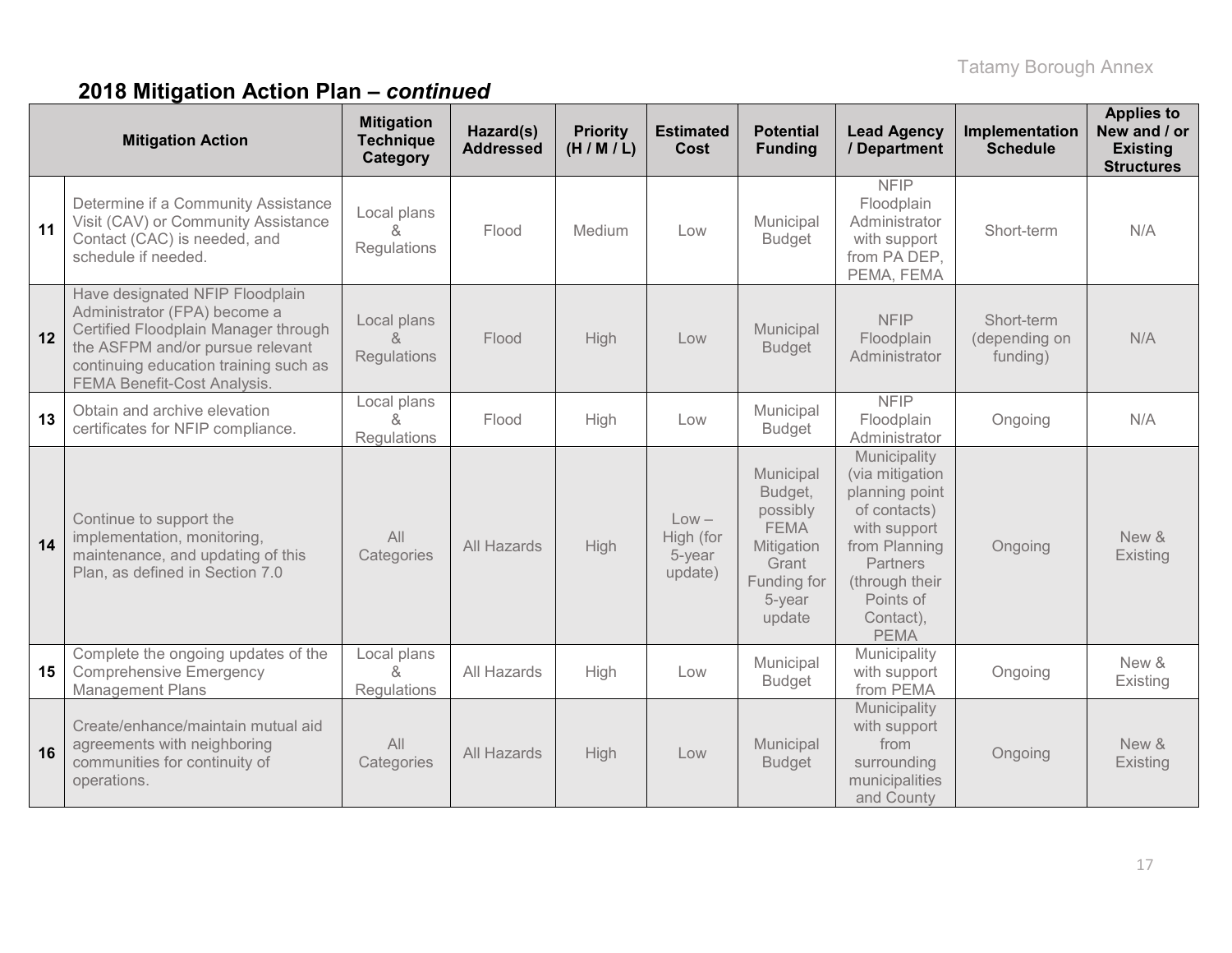## 2018 Mitigation Action Plan – *continued*

| | Mitigation Action | Mitigation Technique Category | Hazard(s) Addressed | Priority (H / M / L) | Estimated Cost | Potential Funding | Lead Agency / Department | Implementation Schedule | Applies to New and / or Existing Structures |
|---|---|---|---|---|---|---|---|---|---|
| 11 | Determine if a Community Assistance Visit (CAV) or Community Assistance Contact (CAC) is needed, and schedule if needed. | Local plans & Regulations | Flood | Medium | Low | Municipal Budget | NFIP Floodplain Administrator with support from PA DEP, PEMA, FEMA | Short-term | N/A |
| 12 | Have designated NFIP Floodplain Administrator (FPA) become a Certified Floodplain Manager through the ASFPM and/or pursue relevant continuing education training such as FEMA Benefit-Cost Analysis. | Local plans & Regulations | Flood | High | Low | Municipal Budget | NFIP Floodplain Administrator | Short-term (depending on funding) | N/A |
| 13 | Obtain and archive elevation certificates for NFIP compliance. | Local plans & Regulations | Flood | High | Low | Municipal Budget | NFIP Floodplain Administrator | Ongoing | N/A |
| 14 | Continue to support the implementation, monitoring, maintenance, and updating of this Plan, as defined in Section 7.0 | All Categories | All Hazards | High | Low – High (for 5-year update) | Municipal Budget, possibly FEMA Mitigation Grant Funding for 5-year update | Municipality (via mitigation planning point of contacts) with support from Planning Partners (through their Points of Contact), PEMA | Ongoing | New & Existing |
| 15 | Complete the ongoing updates of the Comprehensive Emergency Management Plans | Local plans & Regulations | All Hazards | High | Low | Municipal Budget | Municipality with support from PEMA | Ongoing | New & Existing |
| 16 | Create/enhance/maintain mutual aid agreements with neighboring communities for continuity of operations. | All Categories | All Hazards | High | Low | Municipal Budget | Municipality with support from surrounding municipalities and County | Ongoing | New & Existing |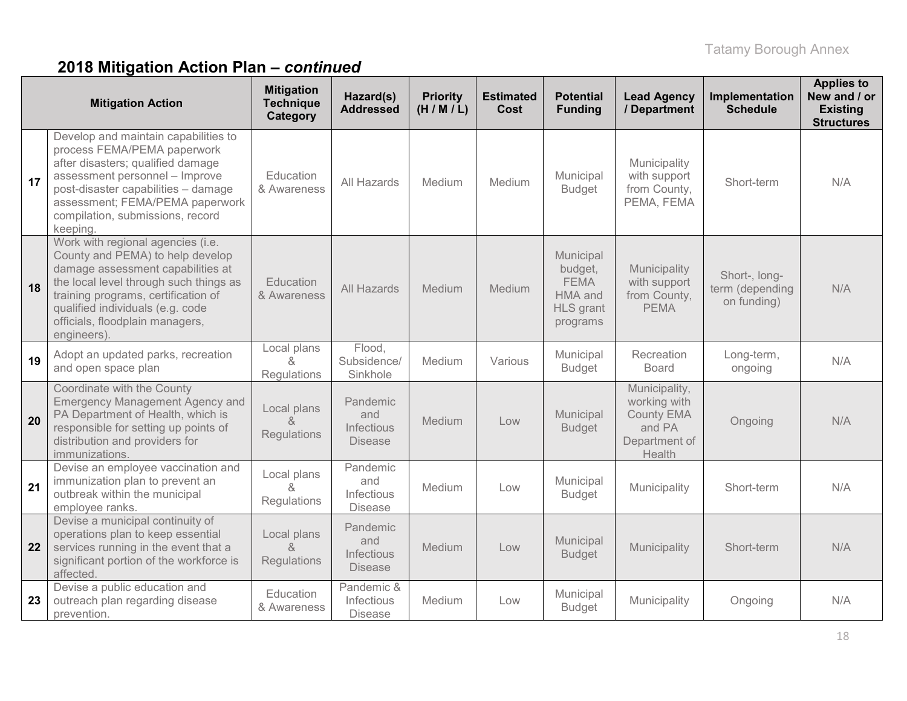## 2018 Mitigation Action Plan – *continued*

| | Mitigation Action | Mitigation Technique Category | Hazard(s) Addressed | Priority (H / M / L) | Estimated Cost | Potential Funding | Lead Agency / Department | Implementation Schedule | Applies to New and / or Existing Structures |
|---|---|---|---|---|---|---|---|---|---|
| **17** | Develop and maintain capabilities to process FEMA/PEMA paperwork after disasters; qualified damage assessment personnel – Improve post-disaster capabilities – damage assessment; FEMA/PEMA paperwork compilation, submissions, record keeping. | Education & Awareness | All Hazards | Medium | Medium | Municipal Budget | Municipality with support from County, PEMA, FEMA | Short-term | N/A |
| **18** | Work with regional agencies (i.e. County and PEMA) to help develop damage assessment capabilities at the local level through such things as training programs, certification of qualified individuals (e.g. code officials, floodplain managers, engineers). | Education & Awareness | All Hazards | Medium | Medium | Municipal budget, FEMA HMA and HLS grant programs | Municipality with support from County, PEMA | Short-, long-term (depending on funding) | N/A |
| **19** | Adopt an updated parks, recreation and open space plan | Local plans & Regulations | Flood, Subsidence/ Sinkhole | Medium | Various | Municipal Budget | Recreation Board | Long-term, ongoing | N/A |
| **20** | Coordinate with the County Emergency Management Agency and PA Department of Health, which is responsible for setting up points of distribution and providers for immunizations. | Local plans & Regulations | Pandemic and Infectious Disease | Medium | Low | Municipal Budget | Municipality, working with County EMA and PA Department of Health | Ongoing | N/A |
| **21** | Devise an employee vaccination and immunization plan to prevent an outbreak within the municipal employee ranks. | Local plans & Regulations | Pandemic and Infectious Disease | Medium | Low | Municipal Budget | Municipality | Short-term | N/A |
| **22** | Devise a municipal continuity of operations plan to keep essential services running in the event that a significant portion of the workforce is affected. | Local plans & Regulations | Pandemic and Infectious Disease | Medium | Low | Municipal Budget | Municipality | Short-term | N/A |
| **23** | Devise a public education and outreach plan regarding disease prevention. | Education & Awareness | Pandemic & Infectious Disease | Medium | Low | Municipal Budget | Municipality | Ongoing | N/A |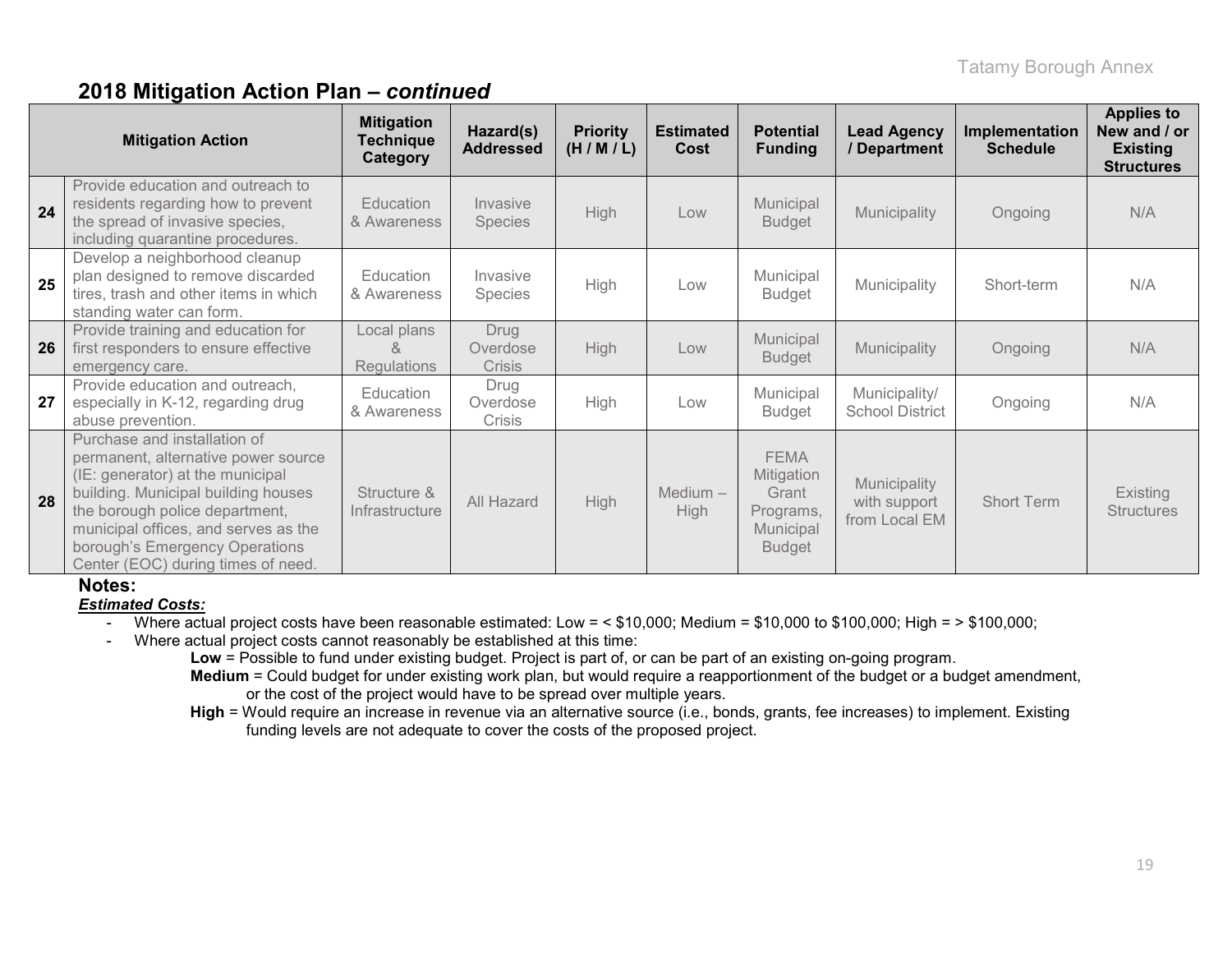## 2018 Mitigation Action Plan – *continued*

| | Mitigation Action | Mitigation Technique Category | Hazard(s) Addressed | Priority (H / M / L) | Estimated Cost | Potential Funding | Lead Agency / Department | Implementation Schedule | Applies to New and / or Existing Structures |
|---|---|---|---|---|---|---|---|---|---|
| 24 | Provide education and outreach to residents regarding how to prevent the spread of invasive species, including quarantine procedures. | Education & Awareness | Invasive Species | High | Low | Municipal Budget | Municipality | Ongoing | N/A |
| 25 | Develop a neighborhood cleanup plan designed to remove discarded tires, trash and other items in which standing water can form. | Education & Awareness | Invasive Species | High | Low | Municipal Budget | Municipality | Short-term | N/A |
| 26 | Provide training and education for first responders to ensure effective emergency care. | Local plans & Regulations | Drug Overdose Crisis | High | Low | Municipal Budget | Municipality | Ongoing | N/A |
| 27 | Provide education and outreach, especially in K-12, regarding drug abuse prevention. | Education & Awareness | Drug Overdose Crisis | High | Low | Municipal Budget | Municipality/ School District | Ongoing | N/A |
| 28 | Purchase and installation of permanent, alternative power source (IE: generator) at the municipal building. Municipal building houses the borough police department, municipal offices, and serves as the borough's Emergency Operations Center (EOC) during times of need. | Structure & Infrastructure | All Hazard | High | Medium – High | FEMA Mitigation Grant Programs, Municipal Budget | Municipality with support from Local EM | Short Term | Existing Structures |

**Notes:**

***Estimated Costs:***

- Where actual project costs have been reasonable estimated: Low = < $10,000; Medium = $10,000 to $100,000; High = > $100,000;
- Where actual project costs cannot reasonably be established at this time:
  - **Low** = Possible to fund under existing budget. Project is part of, or can be part of an existing on-going program.
  - **Medium** = Could budget for under existing work plan, but would require a reapportionment of the budget or a budget amendment, or the cost of the project would have to be spread over multiple years.
  - **High** = Would require an increase in revenue via an alternative source (i.e., bonds, grants, fee increases) to implement. Existing funding levels are not adequate to cover the costs of the proposed project.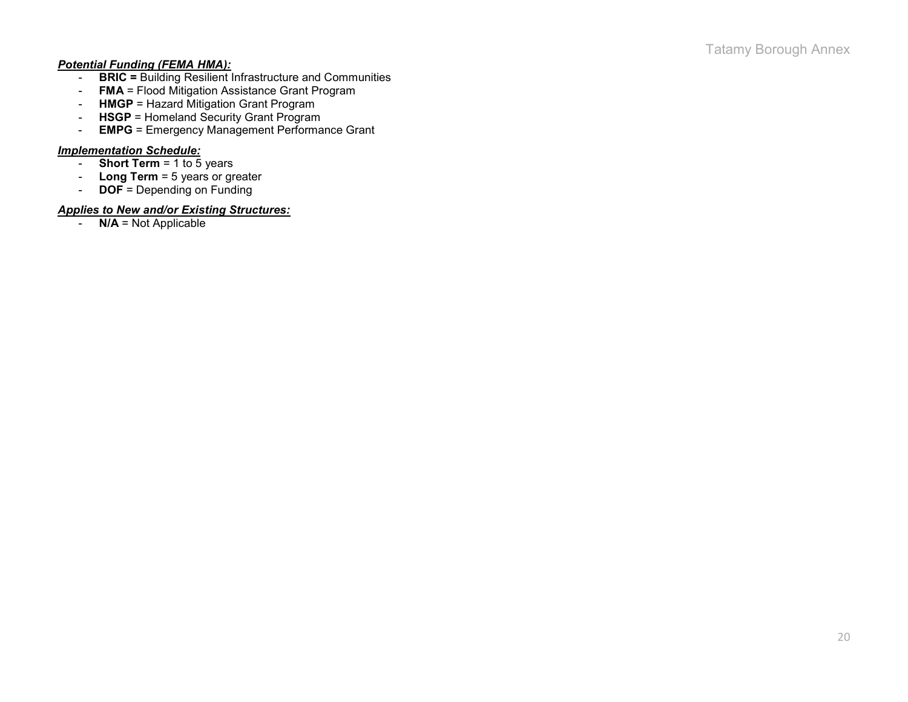***Potential Funding (FEMA HMA):***

- **BRIC =** Building Resilient Infrastructure and Communities
- **FMA** = Flood Mitigation Assistance Grant Program
- **HMGP** = Hazard Mitigation Grant Program
- **HSGP** = Homeland Security Grant Program
- **EMPG** = Emergency Management Performance Grant

***Implementation Schedule:***

- **Short Term** = 1 to 5 years
- **Long Term** = 5 years or greater
- **DOF** = Depending on Funding

***Applies to New and/or Existing Structures:***

- **N/A** = Not Applicable